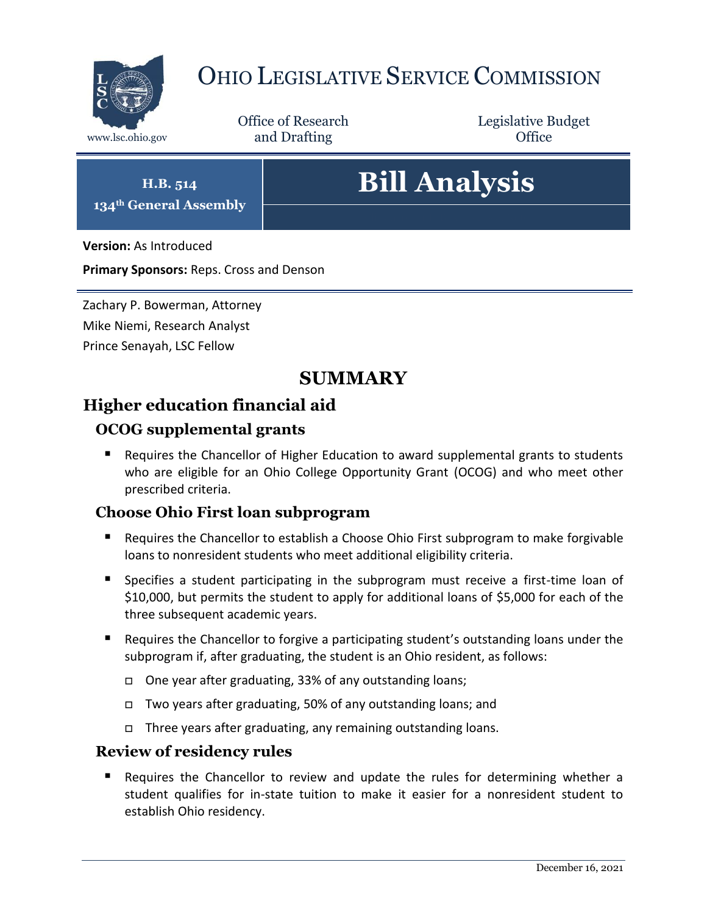# Ohio Legislative Service Commission

www.lsc.ohio.gov

Office of Research and Drafting

Legislative Budget Office

**H.B. 514**
**134th General Assembly**

# Bill Analysis

**Version:** As Introduced

**Primary Sponsors:** Reps. Cross and Denson

Zachary P. Bowerman, Attorney
Mike Niemi, Research Analyst
Prince Senayah, LSC Fellow

## SUMMARY

## Higher education financial aid

### OCOG supplemental grants

- Requires the Chancellor of Higher Education to award supplemental grants to students who are eligible for an Ohio College Opportunity Grant (OCOG) and who meet other prescribed criteria.

### Choose Ohio First loan subprogram

- Requires the Chancellor to establish a Choose Ohio First subprogram to make forgivable loans to nonresident students who meet additional eligibility criteria.
- Specifies a student participating in the subprogram must receive a first-time loan of $10,000, but permits the student to apply for additional loans of $5,000 for each of the three subsequent academic years.
- Requires the Chancellor to forgive a participating student's outstanding loans under the subprogram if, after graduating, the student is an Ohio resident, as follows:
  - One year after graduating, 33% of any outstanding loans;
  - Two years after graduating, 50% of any outstanding loans; and
  - Three years after graduating, any remaining outstanding loans.

### Review of residency rules

- Requires the Chancellor to review and update the rules for determining whether a student qualifies for in-state tuition to make it easier for a nonresident student to establish Ohio residency.

December 16, 2021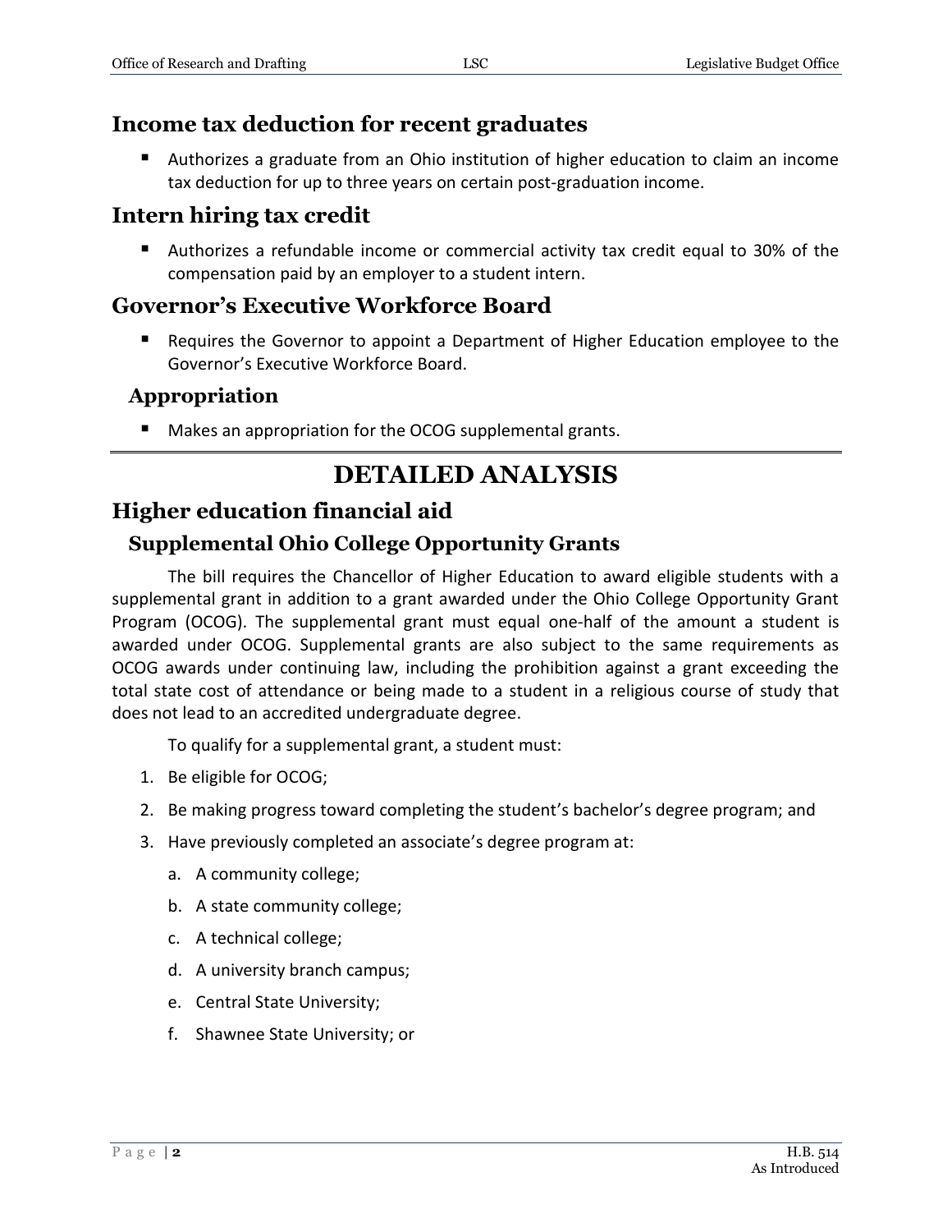## Income tax deduction for recent graduates

- Authorizes a graduate from an Ohio institution of higher education to claim an income tax deduction for up to three years on certain post-graduation income.

## Intern hiring tax credit

- Authorizes a refundable income or commercial activity tax credit equal to 30% of the compensation paid by an employer to a student intern.

## Governor's Executive Workforce Board

- Requires the Governor to appoint a Department of Higher Education employee to the Governor's Executive Workforce Board.

### Appropriation

- Makes an appropriation for the OCOG supplemental grants.

# DETAILED ANALYSIS

## Higher education financial aid

### Supplemental Ohio College Opportunity Grants

The bill requires the Chancellor of Higher Education to award eligible students with a supplemental grant in addition to a grant awarded under the Ohio College Opportunity Grant Program (OCOG). The supplemental grant must equal one-half of the amount a student is awarded under OCOG. Supplemental grants are also subject to the same requirements as OCOG awards under continuing law, including the prohibition against a grant exceeding the total state cost of attendance or being made to a student in a religious course of study that does not lead to an accredited undergraduate degree.

To qualify for a supplemental grant, a student must:

1. Be eligible for OCOG;
2. Be making progress toward completing the student's bachelor's degree program; and
3. Have previously completed an associate's degree program at:
   a. A community college;
   b. A state community college;
   c. A technical college;
   d. A university branch campus;
   e. Central State University;
   f. Shawnee State University; or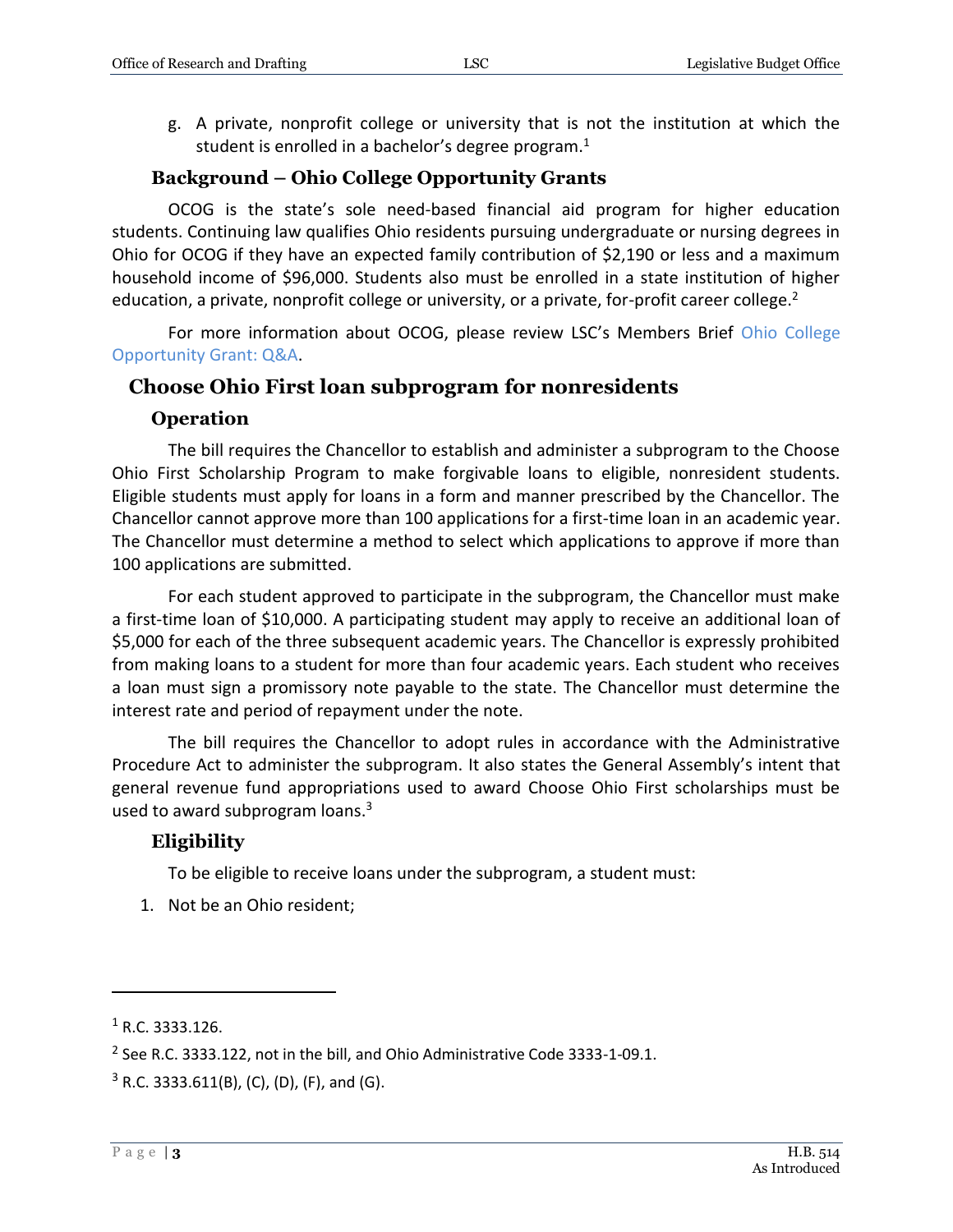g. A private, nonprofit college or university that is not the institution at which the student is enrolled in a bachelor's degree program.[1]

### Background – Ohio College Opportunity Grants

OCOG is the state's sole need-based financial aid program for higher education students. Continuing law qualifies Ohio residents pursuing undergraduate or nursing degrees in Ohio for OCOG if they have an expected family contribution of $2,190 or less and a maximum household income of $96,000. Students also must be enrolled in a state institution of higher education, a private, nonprofit college or university, or a private, for-profit career college.[2]

For more information about OCOG, please review LSC's Members Brief Ohio College Opportunity Grant: Q&A.

## Choose Ohio First loan subprogram for nonresidents

### Operation

The bill requires the Chancellor to establish and administer a subprogram to the Choose Ohio First Scholarship Program to make forgivable loans to eligible, nonresident students. Eligible students must apply for loans in a form and manner prescribed by the Chancellor. The Chancellor cannot approve more than 100 applications for a first-time loan in an academic year. The Chancellor must determine a method to select which applications to approve if more than 100 applications are submitted.

For each student approved to participate in the subprogram, the Chancellor must make a first-time loan of $10,000. A participating student may apply to receive an additional loan of $5,000 for each of the three subsequent academic years. The Chancellor is expressly prohibited from making loans to a student for more than four academic years. Each student who receives a loan must sign a promissory note payable to the state. The Chancellor must determine the interest rate and period of repayment under the note.

The bill requires the Chancellor to adopt rules in accordance with the Administrative Procedure Act to administer the subprogram. It also states the General Assembly's intent that general revenue fund appropriations used to award Choose Ohio First scholarships must be used to award subprogram loans.[3]

### Eligibility

To be eligible to receive loans under the subprogram, a student must:

1. Not be an Ohio resident;

---

[1] R.C. 3333.126.

[2] See R.C. 3333.122, not in the bill, and Ohio Administrative Code 3333-1-09.1.

[3] R.C. 3333.611(B), (C), (D), (F), and (G).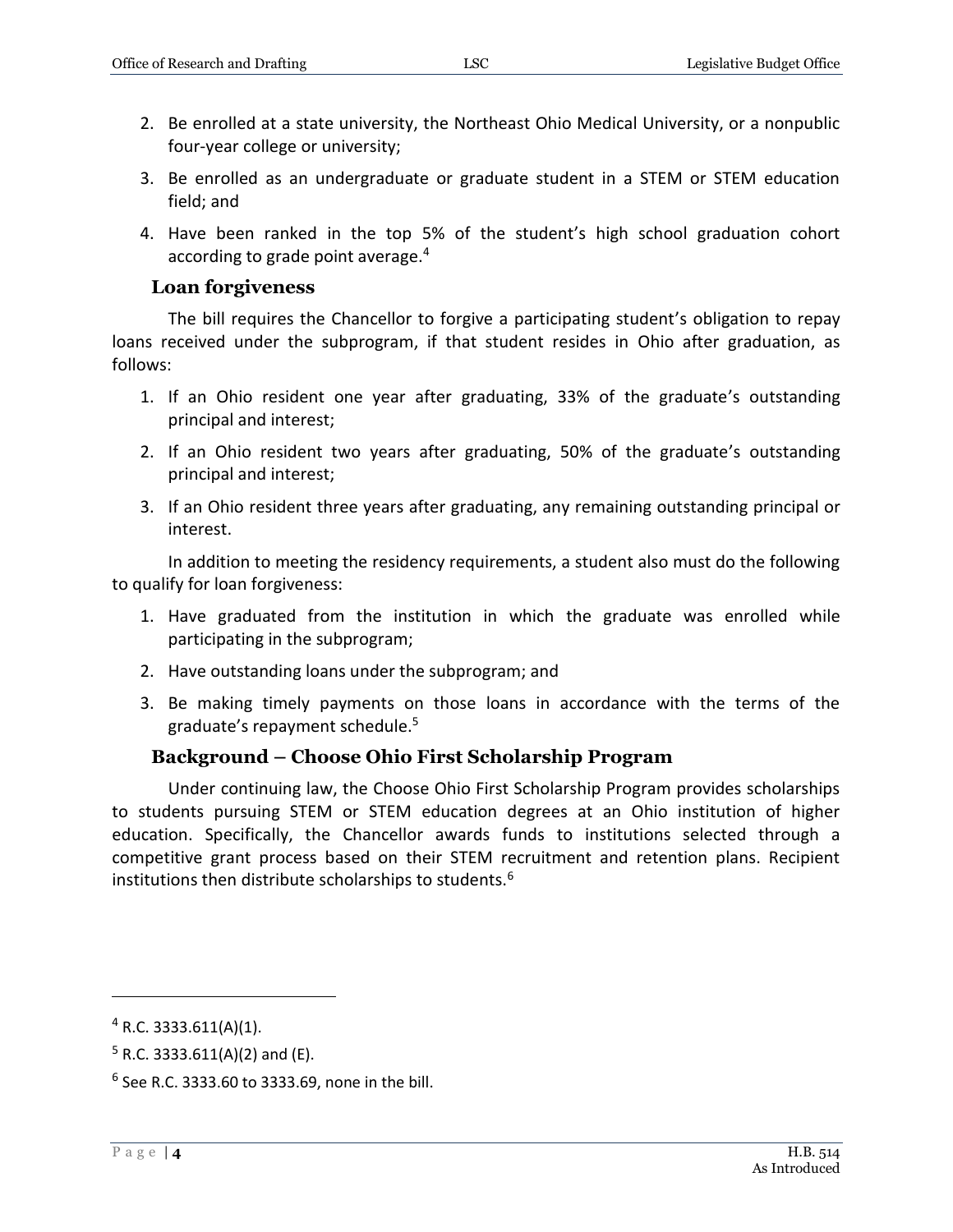2. Be enrolled at a state university, the Northeast Ohio Medical University, or a nonpublic four-year college or university;
3. Be enrolled as an undergraduate or graduate student in a STEM or STEM education field; and
4. Have been ranked in the top 5% of the student's high school graduation cohort according to grade point average.[4]

### Loan forgiveness

The bill requires the Chancellor to forgive a participating student's obligation to repay loans received under the subprogram, if that student resides in Ohio after graduation, as follows:

1. If an Ohio resident one year after graduating, 33% of the graduate's outstanding principal and interest;
2. If an Ohio resident two years after graduating, 50% of the graduate's outstanding principal and interest;
3. If an Ohio resident three years after graduating, any remaining outstanding principal or interest.

In addition to meeting the residency requirements, a student also must do the following to qualify for loan forgiveness:

1. Have graduated from the institution in which the graduate was enrolled while participating in the subprogram;
2. Have outstanding loans under the subprogram; and
3. Be making timely payments on those loans in accordance with the terms of the graduate's repayment schedule.[5]

### Background – Choose Ohio First Scholarship Program

Under continuing law, the Choose Ohio First Scholarship Program provides scholarships to students pursuing STEM or STEM education degrees at an Ohio institution of higher education. Specifically, the Chancellor awards funds to institutions selected through a competitive grant process based on their STEM recruitment and retention plans. Recipient institutions then distribute scholarships to students.[6]

---

[4] R.C. 3333.611(A)(1).

[5] R.C. 3333.611(A)(2) and (E).

[6] See R.C. 3333.60 to 3333.69, none in the bill.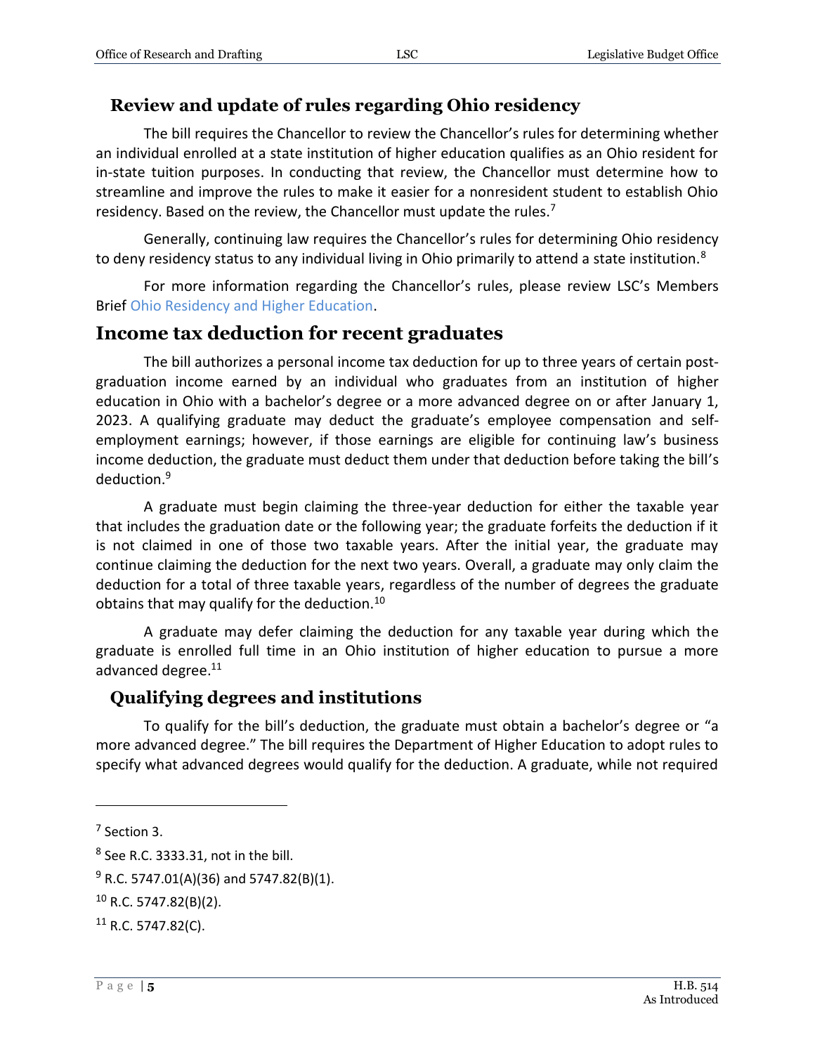### Review and update of rules regarding Ohio residency

The bill requires the Chancellor to review the Chancellor's rules for determining whether an individual enrolled at a state institution of higher education qualifies as an Ohio resident for in-state tuition purposes. In conducting that review, the Chancellor must determine how to streamline and improve the rules to make it easier for a nonresident student to establish Ohio residency. Based on the review, the Chancellor must update the rules.[7]

Generally, continuing law requires the Chancellor's rules for determining Ohio residency to deny residency status to any individual living in Ohio primarily to attend a state institution.[8]

For more information regarding the Chancellor's rules, please review LSC's Members Brief Ohio Residency and Higher Education.

## Income tax deduction for recent graduates

The bill authorizes a personal income tax deduction for up to three years of certain post-graduation income earned by an individual who graduates from an institution of higher education in Ohio with a bachelor's degree or a more advanced degree on or after January 1, 2023. A qualifying graduate may deduct the graduate's employee compensation and self-employment earnings; however, if those earnings are eligible for continuing law's business income deduction, the graduate must deduct them under that deduction before taking the bill's deduction.[9]

A graduate must begin claiming the three-year deduction for either the taxable year that includes the graduation date or the following year; the graduate forfeits the deduction if it is not claimed in one of those two taxable years. After the initial year, the graduate may continue claiming the deduction for the next two years. Overall, a graduate may only claim the deduction for a total of three taxable years, regardless of the number of degrees the graduate obtains that may qualify for the deduction.[10]

A graduate may defer claiming the deduction for any taxable year during which the graduate is enrolled full time in an Ohio institution of higher education to pursue a more advanced degree.[11]

### Qualifying degrees and institutions

To qualify for the bill's deduction, the graduate must obtain a bachelor's degree or "a more advanced degree." The bill requires the Department of Higher Education to adopt rules to specify what advanced degrees would qualify for the deduction. A graduate, while not required

---

[7] Section 3.

[8] See R.C. 3333.31, not in the bill.

[9] R.C. 5747.01(A)(36) and 5747.82(B)(1).

[10] R.C. 5747.82(B)(2).

[11] R.C. 5747.82(C).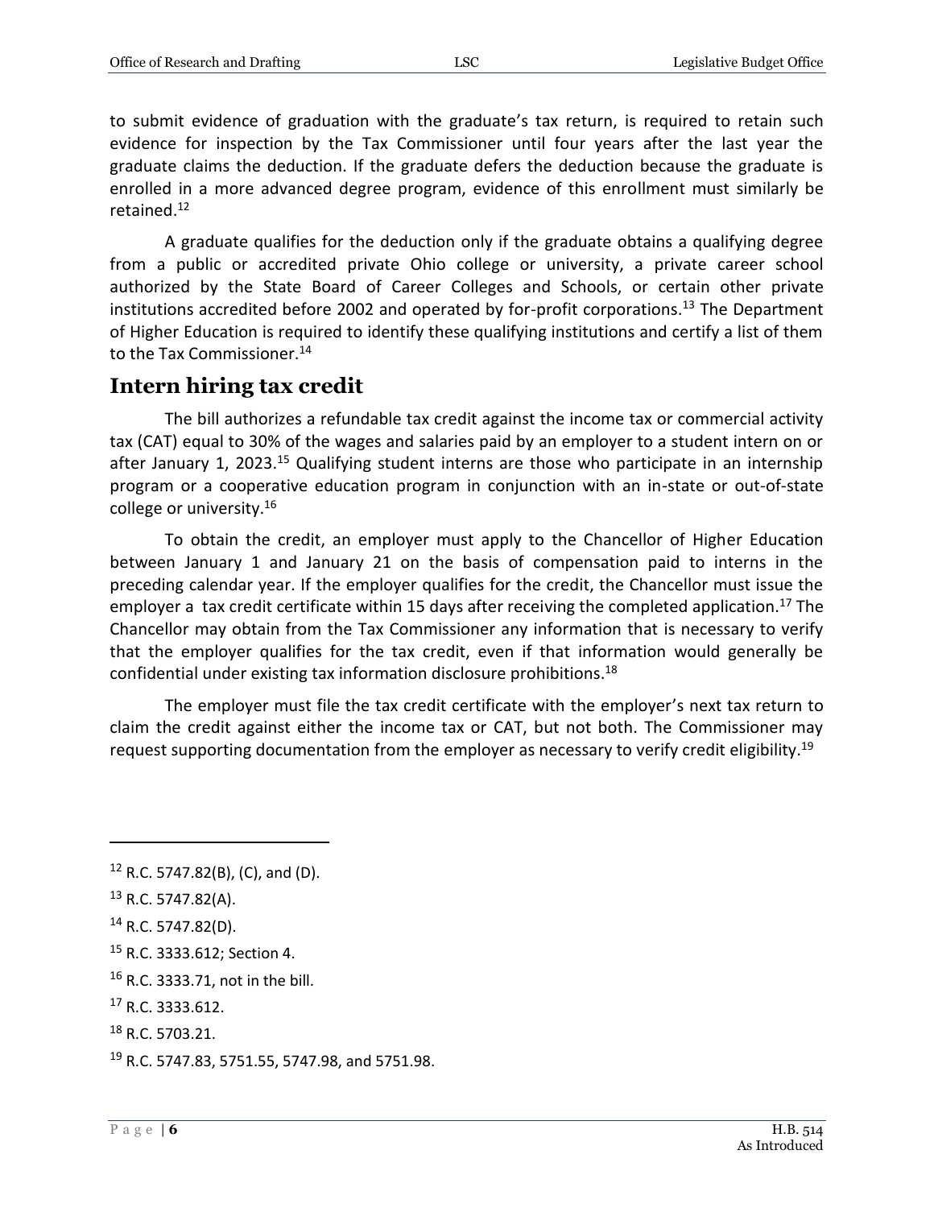to submit evidence of graduation with the graduate's tax return, is required to retain such evidence for inspection by the Tax Commissioner until four years after the last year the graduate claims the deduction. If the graduate defers the deduction because the graduate is enrolled in a more advanced degree program, evidence of this enrollment must similarly be retained.[12]

A graduate qualifies for the deduction only if the graduate obtains a qualifying degree from a public or accredited private Ohio college or university, a private career school authorized by the State Board of Career Colleges and Schools, or certain other private institutions accredited before 2002 and operated by for-profit corporations.[13] The Department of Higher Education is required to identify these qualifying institutions and certify a list of them to the Tax Commissioner.[14]

## Intern hiring tax credit

The bill authorizes a refundable tax credit against the income tax or commercial activity tax (CAT) equal to 30% of the wages and salaries paid by an employer to a student intern on or after January 1, 2023.[15] Qualifying student interns are those who participate in an internship program or a cooperative education program in conjunction with an in-state or out-of-state college or university.[16]

To obtain the credit, an employer must apply to the Chancellor of Higher Education between January 1 and January 21 on the basis of compensation paid to interns in the preceding calendar year. If the employer qualifies for the credit, the Chancellor must issue the employer a tax credit certificate within 15 days after receiving the completed application.[17] The Chancellor may obtain from the Tax Commissioner any information that is necessary to verify that the employer qualifies for the tax credit, even if that information would generally be confidential under existing tax information disclosure prohibitions.[18]

The employer must file the tax credit certificate with the employer's next tax return to claim the credit against either the income tax or CAT, but not both. The Commissioner may request supporting documentation from the employer as necessary to verify credit eligibility.[19]

---

[12] R.C. 5747.82(B), (C), and (D).

[13] R.C. 5747.82(A).

[14] R.C. 5747.82(D).

[15] R.C. 3333.612; Section 4.

[16] R.C. 3333.71, not in the bill.

[17] R.C. 3333.612.

[18] R.C. 5703.21.

[19] R.C. 5747.83, 5751.55, 5747.98, and 5751.98.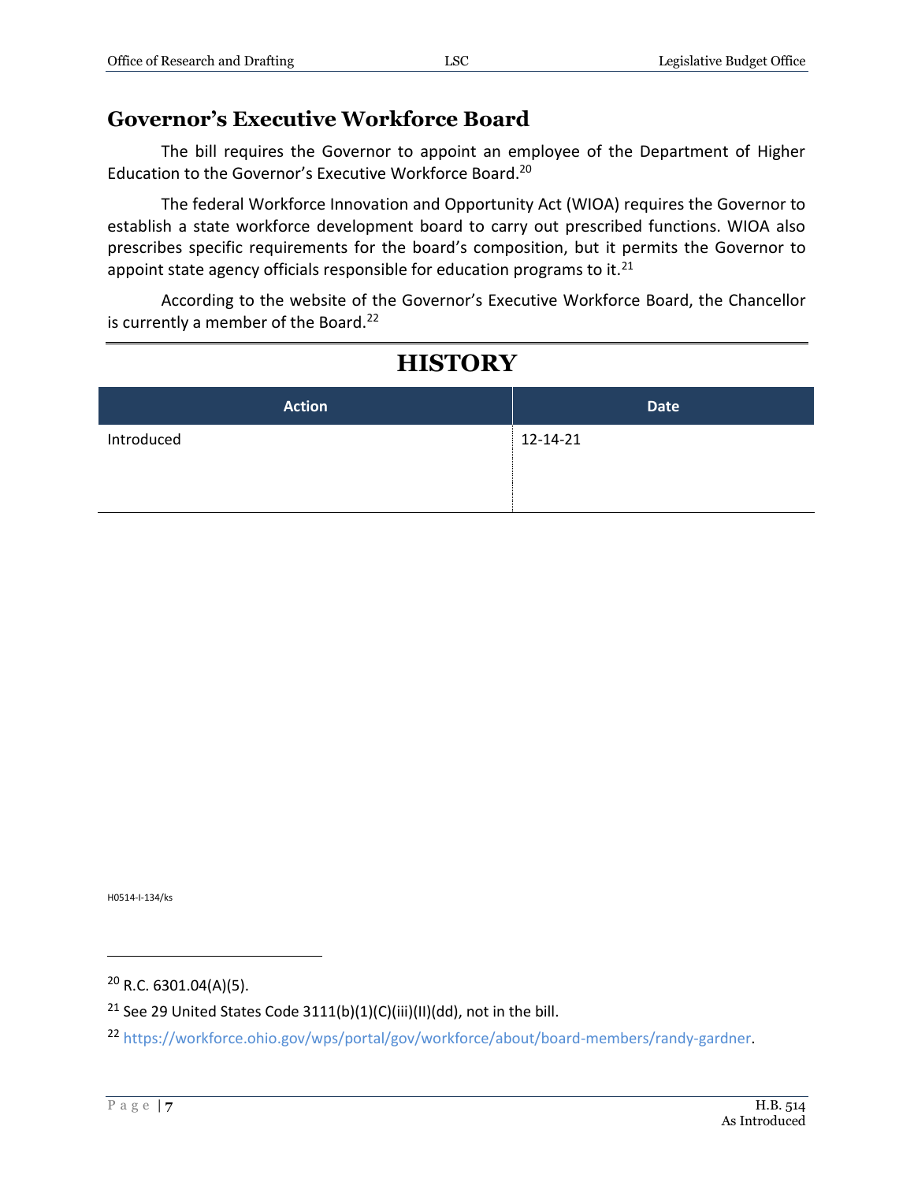## Governor's Executive Workforce Board

The bill requires the Governor to appoint an employee of the Department of Higher Education to the Governor's Executive Workforce Board.[20]

The federal Workforce Innovation and Opportunity Act (WIOA) requires the Governor to establish a state workforce development board to carry out prescribed functions. WIOA also prescribes specific requirements for the board's composition, but it permits the Governor to appoint state agency officials responsible for education programs to it.[21]

According to the website of the Governor's Executive Workforce Board, the Chancellor is currently a member of the Board.[22]

# HISTORY

| Action | Date |
|---|---|
| Introduced | 12-14-21 |

H0514-I-134/ks

[20] R.C. 6301.04(A)(5).

[21] See 29 United States Code 3111(b)(1)(C)(iii)(II)(dd), not in the bill.

[22] https://workforce.ohio.gov/wps/portal/gov/workforce/about/board-members/randy-gardner.